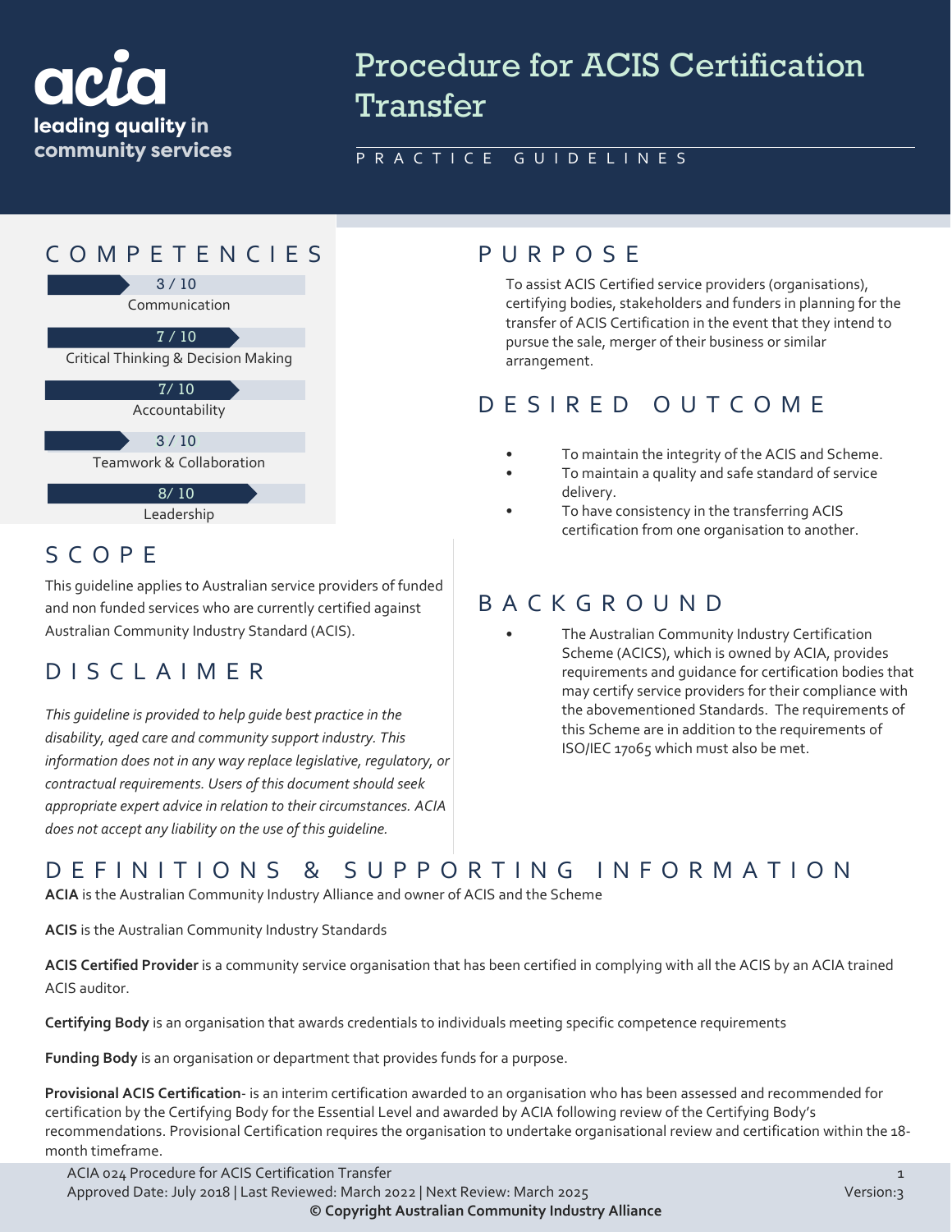acia
leading quality in community services

# Procedure for ACIS Certification Transfer

PRACTICE GUIDELINES

## COMPETENCIES

3 / 10
Communication

7 / 10
Critical Thinking & Decision Making

7/ 10
Accountability

3 / 10
Teamwork & Collaboration

8/ 10
Leadership

## SCOPE

This guideline applies to Australian service providers of funded and non funded services who are currently certified against Australian Community Industry Standard (ACIS).

## DISCLAIMER

*This guideline is provided to help guide best practice in the disability, aged care and community support industry. This information does not in any way replace legislative, regulatory, or contractual requirements. Users of this document should seek appropriate expert advice in relation to their circumstances. ACIA does not accept any liability on the use of this guideline.*

## PURPOSE

To assist ACIS Certified service providers (organisations), certifying bodies, stakeholders and funders in planning for the transfer of ACIS Certification in the event that they intend to pursue the sale, merger of their business or similar arrangement.

## DESIRED OUTCOME

- To maintain the integrity of the ACIS and Scheme.
- To maintain a quality and safe standard of service delivery.
- To have consistency in the transferring ACIS certification from one organisation to another.

## BACKGROUND

- The Australian Community Industry Certification Scheme (ACICS), which is owned by ACIA, provides requirements and guidance for certification bodies that may certify service providers for their compliance with the abovementioned Standards. The requirements of this Scheme are in addition to the requirements of ISO/IEC 17065 which must also be met.

## DEFINITIONS & SUPPORTING INFORMATION

**ACIA** is the Australian Community Industry Alliance and owner of ACIS and the Scheme

**ACIS** is the Australian Community Industry Standards

**ACIS Certified Provider** is a community service organisation that has been certified in complying with all the ACIS by an ACIA trained ACIS auditor.

**Certifying Body** is an organisation that awards credentials to individuals meeting specific competence requirements

**Funding Body** is an organisation or department that provides funds for a purpose.

**Provisional ACIS Certification**- is an interim certification awarded to an organisation who has been assessed and recommended for certification by the Certifying Body for the Essential Level and awarded by ACIA following review of the Certifying Body's recommendations. Provisional Certification requires the organisation to undertake organisational review and certification within the 18-month timeframe.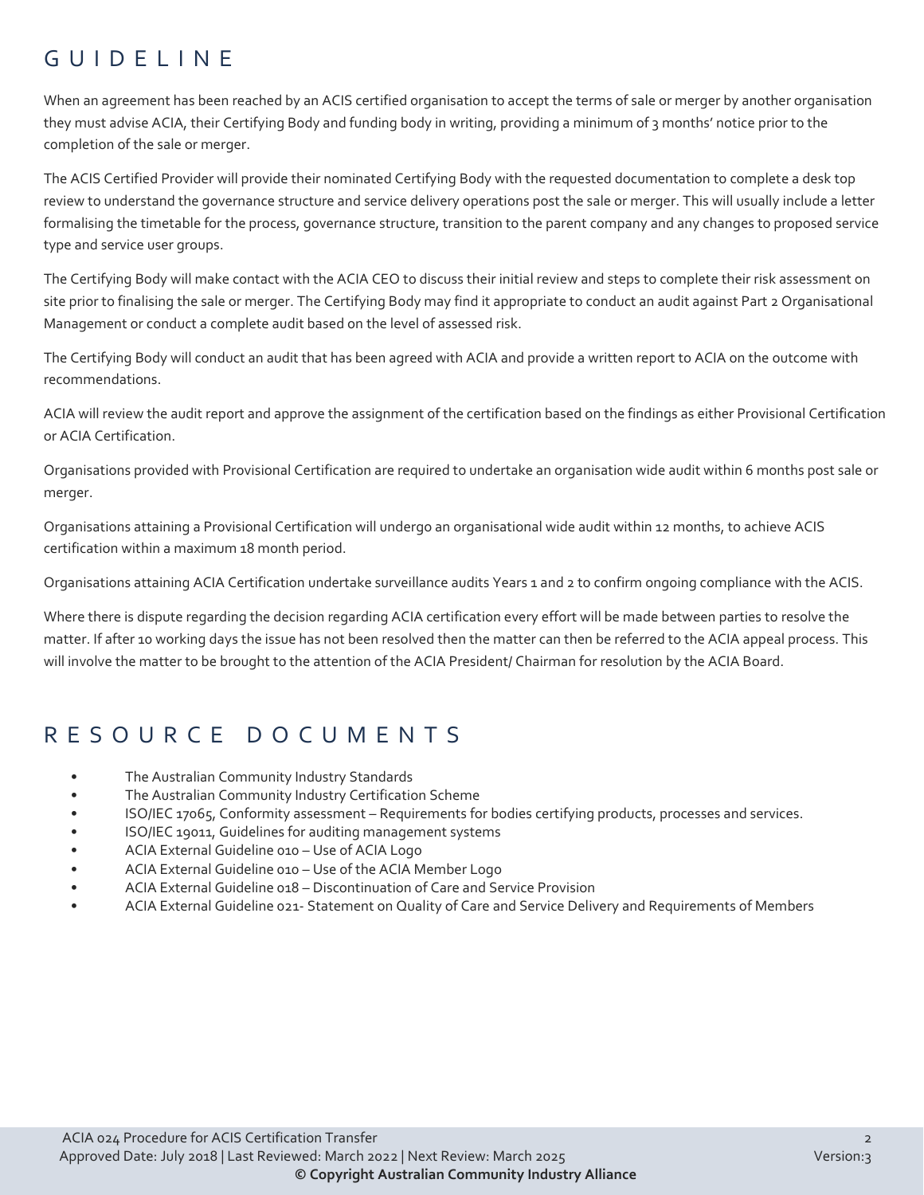# GUIDELINE

When an agreement has been reached by an ACIS certified organisation to accept the terms of sale or merger by another organisation they must advise ACIA, their Certifying Body and funding body in writing, providing a minimum of 3 months' notice prior to the completion of the sale or merger.

The ACIS Certified Provider will provide their nominated Certifying Body with the requested documentation to complete a desk top review to understand the governance structure and service delivery operations post the sale or merger. This will usually include a letter formalising the timetable for the process, governance structure, transition to the parent company and any changes to proposed service type and service user groups.

The Certifying Body will make contact with the ACIA CEO to discuss their initial review and steps to complete their risk assessment on site prior to finalising the sale or merger. The Certifying Body may find it appropriate to conduct an audit against Part 2 Organisational Management or conduct a complete audit based on the level of assessed risk.

The Certifying Body will conduct an audit that has been agreed with ACIA and provide a written report to ACIA on the outcome with recommendations.

ACIA will review the audit report and approve the assignment of the certification based on the findings as either Provisional Certification or ACIA Certification.

Organisations provided with Provisional Certification are required to undertake an organisation wide audit within 6 months post sale or merger.

Organisations attaining a Provisional Certification will undergo an organisational wide audit within 12 months, to achieve ACIS certification within a maximum 18 month period.

Organisations attaining ACIA Certification undertake surveillance audits Years 1 and 2 to confirm ongoing compliance with the ACIS.

Where there is dispute regarding the decision regarding ACIA certification every effort will be made between parties to resolve the matter. If after 10 working days the issue has not been resolved then the matter can then be referred to the ACIA appeal process. This will involve the matter to be brought to the attention of the ACIA President/ Chairman for resolution by the ACIA Board.

# RESOURCE DOCUMENTS

- The Australian Community Industry Standards
- The Australian Community Industry Certification Scheme
- ISO/IEC 17065, Conformity assessment – Requirements for bodies certifying products, processes and services.
- ISO/IEC 19011, Guidelines for auditing management systems
- ACIA External Guideline 010 – Use of ACIA Logo
- ACIA External Guideline 010 – Use of the ACIA Member Logo
- ACIA External Guideline 018 – Discontinuation of Care and Service Provision
- ACIA External Guideline 021- Statement on Quality of Care and Service Delivery and Requirements of Members